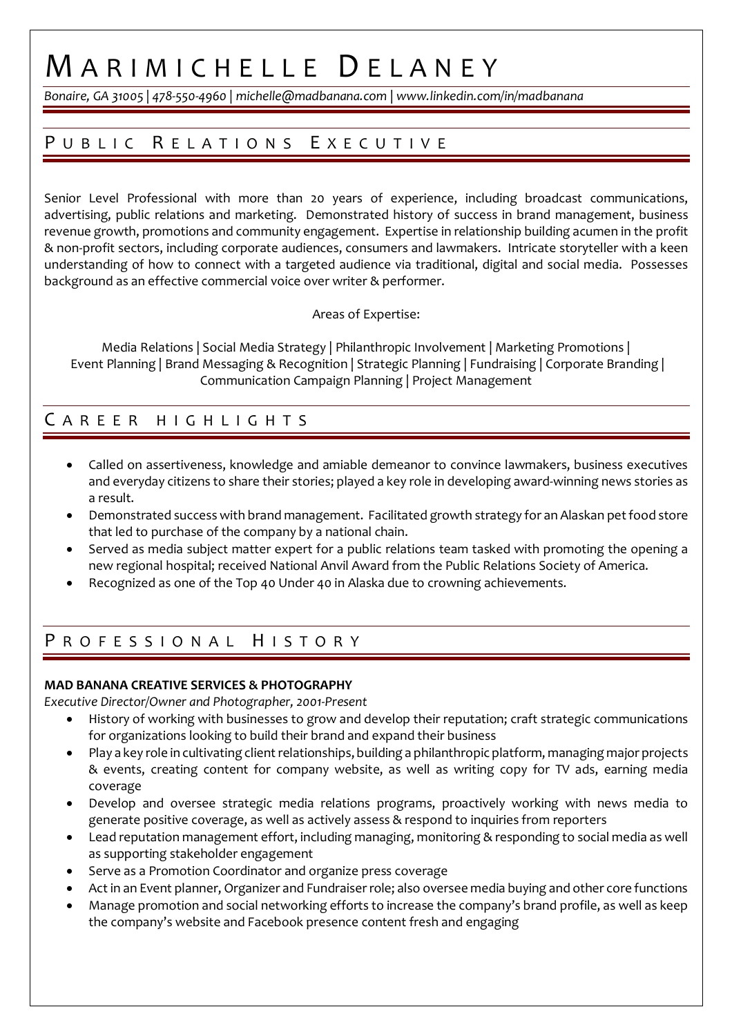# MARIMICHELLE DELANEY

*Bonaire, GA 31005 | 478-550-4960 | michelle@madbanana.com | www.linkedin.com/in/madbanana*

## PUBLIC RELATIONS EXECUTIVE

Senior Level Professional with more than 20 years of experience, including broadcast communications, advertising, public relations and marketing. Demonstrated history of success in brand management, business revenue growth, promotions and community engagement. Expertise in relationship building acumen in the profit & non-profit sectors, including corporate audiences, consumers and lawmakers. Intricate storyteller with a keen understanding of how to connect with a targeted audience via traditional, digital and social media. Possesses background as an effective commercial voice over writer & performer.

Areas of Expertise:

Media Relations | Social Media Strategy | Philanthropic Involvement | Marketing Promotions | Event Planning | Brand Messaging & Recognition | Strategic Planning | Fundraising | Corporate Branding | Communication Campaign Planning | Project Management

## CAREER HIGHLIGHTS

- Called on assertiveness, knowledge and amiable demeanor to convince lawmakers, business executives and everyday citizens to share their stories; played a key role in developing award-winning news stories as a result.
- Demonstrated success with brand management. Facilitated growth strategy for an Alaskan pet food store that led to purchase of the company by a national chain.
- Served as media subject matter expert for a public relations team tasked with promoting the opening a new regional hospital; received National Anvil Award from the Public Relations Society of America.
- Recognized as one of the Top 40 Under 40 in Alaska due to crowning achievements.

## PROFESSIONAL HISTORY

**MAD BANANA CREATIVE SERVICES & PHOTOGRAPHY**

*Executive Director/Owner and Photographer, 2001-Present*

- History of working with businesses to grow and develop their reputation; craft strategic communications for organizations looking to build their brand and expand their business
- Play a key role in cultivating client relationships, building a philanthropic platform, managing major projects & events, creating content for company website, as well as writing copy for TV ads, earning media coverage
- Develop and oversee strategic media relations programs, proactively working with news media to generate positive coverage, as well as actively assess & respond to inquiries from reporters
- Lead reputation management effort, including managing, monitoring & responding to social media as well as supporting stakeholder engagement
- Serve as a Promotion Coordinator and organize press coverage
- Act in an Event planner, Organizer and Fundraiser role; also oversee media buying and other core functions
- Manage promotion and social networking efforts to increase the company's brand profile, as well as keep the company's website and Facebook presence content fresh and engaging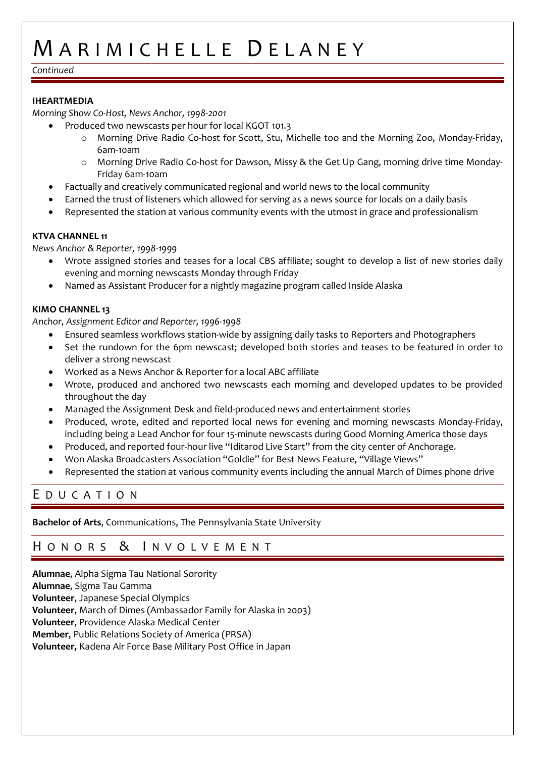# MARIMICHELLE DELANEY

*Continued*

**IHEARTMEDIA**

*Morning Show Co-Host, News Anchor, 1998-2001*

- Produced two newscasts per hour for local KGOT 101.3
    - Morning Drive Radio Co-host for Scott, Stu, Michelle too and the Morning Zoo, Monday-Friday, 6am-10am
    - Morning Drive Radio Co-host for Dawson, Missy & the Get Up Gang, morning drive time Monday-Friday 6am-10am
- Factually and creatively communicated regional and world news to the local community
- Earned the trust of listeners which allowed for serving as a news source for locals on a daily basis
- Represented the station at various community events with the utmost in grace and professionalism

**KTVA CHANNEL 11**

*News Anchor & Reporter, 1998-1999*

- Wrote assigned stories and teases for a local CBS affiliate; sought to develop a list of new stories daily evening and morning newscasts Monday through Friday
- Named as Assistant Producer for a nightly magazine program called Inside Alaska

**KIMO CHANNEL 13**

*Anchor, Assignment Editor and Reporter, 1996-1998*

- Ensured seamless workflows station-wide by assigning daily tasks to Reporters and Photographers
- Set the rundown for the 6pm newscast; developed both stories and teases to be featured in order to deliver a strong newscast
- Worked as a News Anchor & Reporter for a local ABC affiliate
- Wrote, produced and anchored two newscasts each morning and developed updates to be provided throughout the day
- Managed the Assignment Desk and field-produced news and entertainment stories
- Produced, wrote, edited and reported local news for evening and morning newscasts Monday-Friday, including being a Lead Anchor for four 15-minute newscasts during Good Morning America those days
- Produced, and reported four-hour live "Iditarod Live Start" from the city center of Anchorage.
- Won Alaska Broadcasters Association "Goldie" for Best News Feature, "Village Views"
- Represented the station at various community events including the annual March of Dimes phone drive

## EDUCATION

**Bachelor of Arts**, Communications, The Pennsylvania State University

## HONORS & INVOLVEMENT

**Alumnae**, Alpha Sigma Tau National Sorority
**Alumnae**, Sigma Tau Gamma
**Volunteer**, Japanese Special Olympics
**Volunteer**, March of Dimes (Ambassador Family for Alaska in 2003)
**Volunteer**, Providence Alaska Medical Center
**Member**, Public Relations Society of America (PRSA)
**Volunteer,** Kadena Air Force Base Military Post Office in Japan